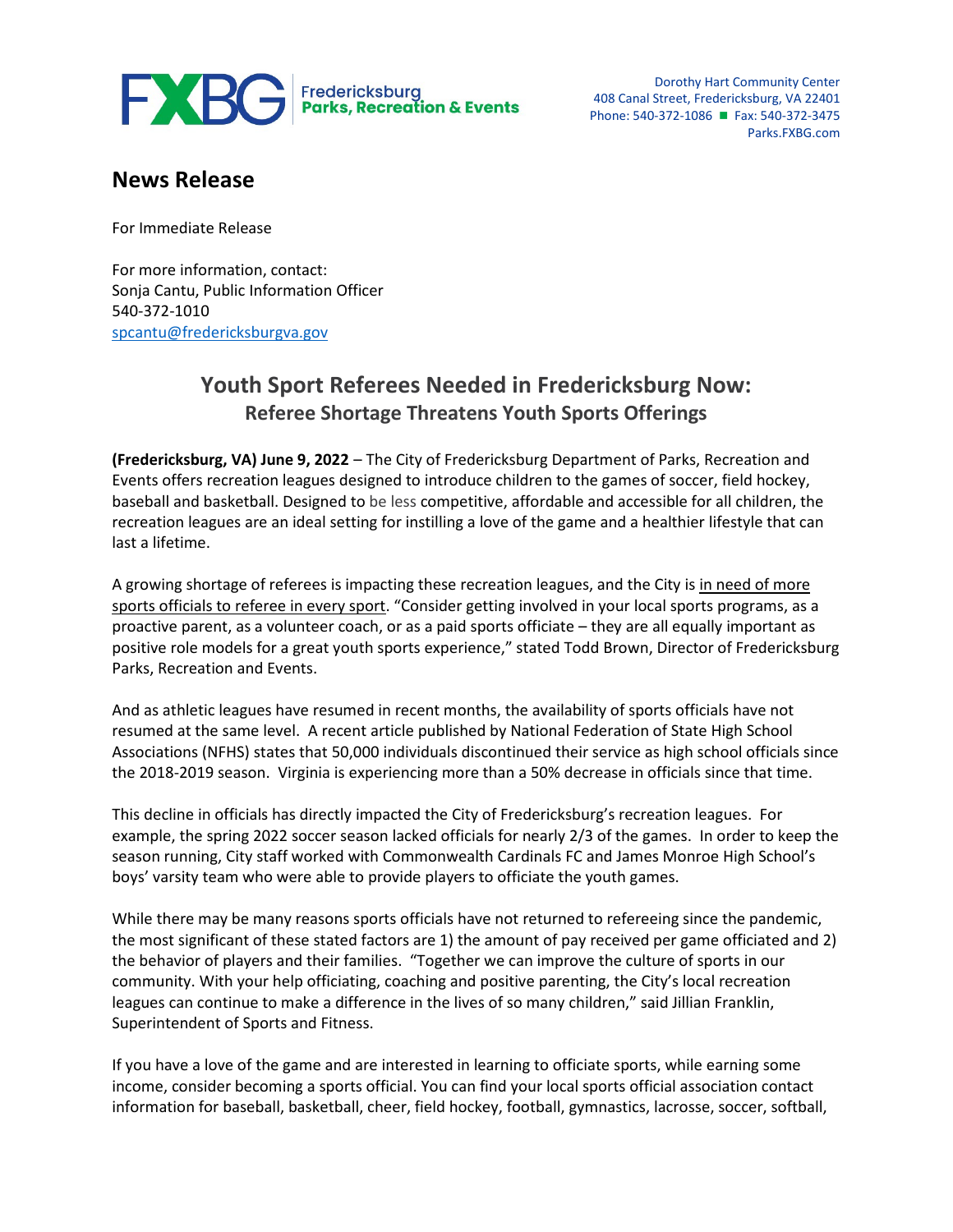FXBG | Fredericksburg Parks, Recreation & Events

Dorothy Hart Community Center
408 Canal Street, Fredericksburg, VA 22401
Phone: 540-372-1086 ■ Fax: 540-372-3475
Parks.FXBG.com

# News Release

For Immediate Release

For more information, contact:
Sonja Cantu, Public Information Officer
540-372-1010
spcantu@fredericksburgva.gov

## Youth Sport Referees Needed in Fredericksburg Now:
### Referee Shortage Threatens Youth Sports Offerings

**(Fredericksburg, VA) June 9, 2022** – The City of Fredericksburg Department of Parks, Recreation and Events offers recreation leagues designed to introduce children to the games of soccer, field hockey, baseball and basketball. Designed to be less competitive, affordable and accessible for all children, the recreation leagues are an ideal setting for instilling a love of the game and a healthier lifestyle that can last a lifetime.

A growing shortage of referees is impacting these recreation leagues, and the City is in need of more sports officials to referee in every sport. "Consider getting involved in your local sports programs, as a proactive parent, as a volunteer coach, or as a paid sports officiate – they are all equally important as positive role models for a great youth sports experience," stated Todd Brown, Director of Fredericksburg Parks, Recreation and Events.

And as athletic leagues have resumed in recent months, the availability of sports officials have not resumed at the same level. A recent article published by National Federation of State High School Associations (NFHS) states that 50,000 individuals discontinued their service as high school officials since the 2018-2019 season. Virginia is experiencing more than a 50% decrease in officials since that time.

This decline in officials has directly impacted the City of Fredericksburg's recreation leagues. For example, the spring 2022 soccer season lacked officials for nearly 2/3 of the games. In order to keep the season running, City staff worked with Commonwealth Cardinals FC and James Monroe High School's boys' varsity team who were able to provide players to officiate the youth games.

While there may be many reasons sports officials have not returned to refereeing since the pandemic, the most significant of these stated factors are 1) the amount of pay received per game officiated and 2) the behavior of players and their families. "Together we can improve the culture of sports in our community. With your help officiating, coaching and positive parenting, the City's local recreation leagues can continue to make a difference in the lives of so many children," said Jillian Franklin, Superintendent of Sports and Fitness.

If you have a love of the game and are interested in learning to officiate sports, while earning some income, consider becoming a sports official. You can find your local sports official association contact information for baseball, basketball, cheer, field hockey, football, gymnastics, lacrosse, soccer, softball,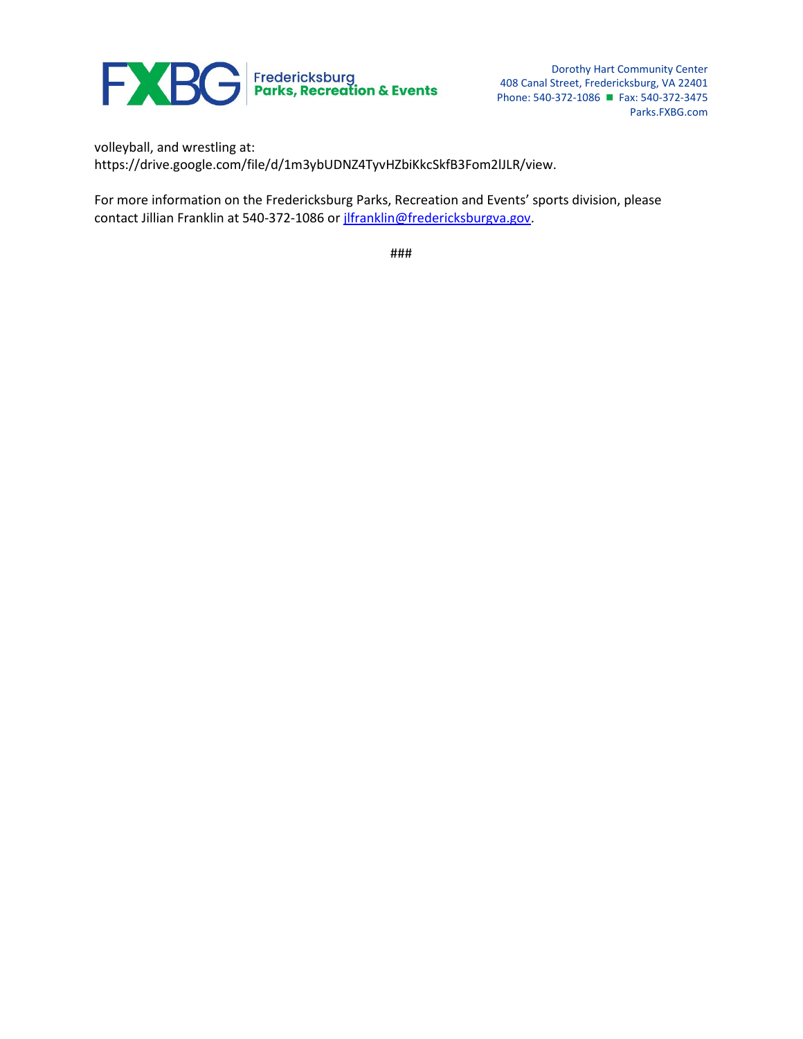volleyball, and wrestling at: https://drive.google.com/file/d/1m3ybUDNZ4TyvHZbiKkcSkfB3Fom2lJLR/view.

For more information on the Fredericksburg Parks, Recreation and Events' sports division, please contact Jillian Franklin at 540-372-1086 or jlfranklin@fredericksburgva.gov.

###